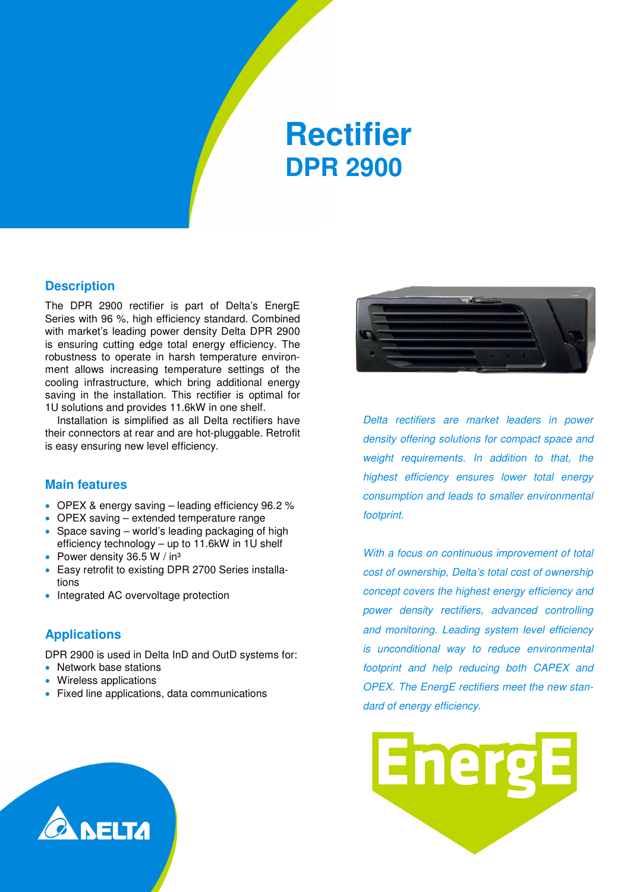# Rectifier

## DPR 2900

## Description

The DPR 2900 rectifier is part of Delta's EnergE Series with 96 %, high efficiency standard. Combined with market's leading power density Delta DPR 2900 is ensuring cutting edge total energy efficiency. The robustness to operate in harsh temperature environment allows increasing temperature settings of the cooling infrastructure, which bring additional energy saving in the installation. This rectifier is optimal for 1U solutions and provides 11.6kW in one shelf.

Installation is simplified as all Delta rectifiers have their connectors at rear and are hot-pluggable. Retrofit is easy ensuring new level efficiency.

## Main features

- OPEX & energy saving – leading efficiency 96.2 %
- OPEX saving – extended temperature range
- Space saving – world's leading packaging of high efficiency technology – up to 11.6kW in 1U shelf
- Power density 36.5 W / in³
- Easy retrofit to existing DPR 2700 Series installations
- Integrated AC overvoltage protection

## Applications

DPR 2900 is used in Delta InD and OutD systems for:

- Network base stations
- Wireless applications
- Fixed line applications, data communications

*Delta rectifiers are market leaders in power density offering solutions for compact space and weight requirements. In addition to that, the highest efficiency ensures lower total energy consumption and leads to smaller environmental footprint.*

*With a focus on continuous improvement of total cost of ownership, Delta's total cost of ownership concept covers the highest energy efficiency and power density rectifiers, advanced controlling and monitoring. Leading system level efficiency is unconditional way to reduce environmental footprint and help reducing both CAPEX and OPEX. The EnergE rectifiers meet the new standard of energy efficiency.*

EnergE

DELTA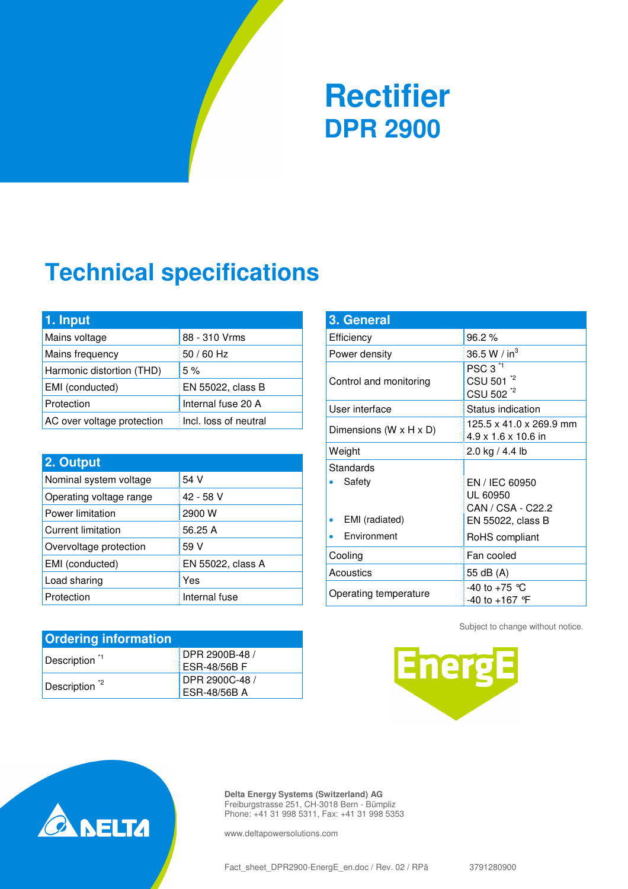# Rectifier

## DPR 2900

# Technical specifications

| 1. Input | |
|---|---|
| Mains voltage | 88 - 310 Vrms |
| Mains frequency | 50 / 60 Hz |
| Harmonic distortion (THD) | 5 % |
| EMI (conducted) | EN 55022, class B |
| Protection | Internal fuse 20 A |
| AC over voltage protection | Incl. loss of neutral |

| 2. Output | |
|---|---|
| Nominal system voltage | 54 V |
| Operating voltage range | 42 - 58 V |
| Power limitation | 2900 W |
| Current limitation | 56.25 A |
| Overvoltage protection | 59 V |
| EMI (conducted) | EN 55022, class A |
| Load sharing | Yes |
| Protection | Internal fuse |

| Ordering information | |
|---|---|
| Description [*1] | DPR 2900B-48 / ESR-48/56B F |
| Description [*2] | DPR 2900C-48 / ESR-48/56B A |

| 3. General | |
|---|---|
| Efficiency | 96.2 % |
| Power density | 36.5 W / $in^3$ |
| Control and monitoring | PSC 3 [*1]<br>CSU 501 [*2]<br>CSU 502 [*2] |
| User interface | Status indication |
| Dimensions (W x H x D) | 125.5 x 41.0 x 269.9 mm<br>4.9 x 1.6 x 10.6 in |
| Weight | 2.0 kg / 4.4 lb |
| Standards<br>• Safety<br><br><br>• EMI (radiated)<br>• Environment | <br>EN / IEC 60950<br>UL 60950<br>CAN / CSA - C22.2<br>EN 55022, class B<br>RoHS compliant |
| Cooling | Fan cooled |
| Acoustics | 55 dB (A) |
| Operating temperature | -40 to +75 °C<br>-40 to +167 °F |

Subject to change without notice.

EnergE

**Delta Energy Systems (Switzerland) AG**
Freiburgstrasse 251, CH-3018 Bern - Bümpliz
Phone: +41 31 998 5311, Fax: +41 31 998 5353

www.deltapowersolutions.com

Fact_sheet_DPR2900-EnergE_en.doc / Rev. 02 / RPä 3791280900